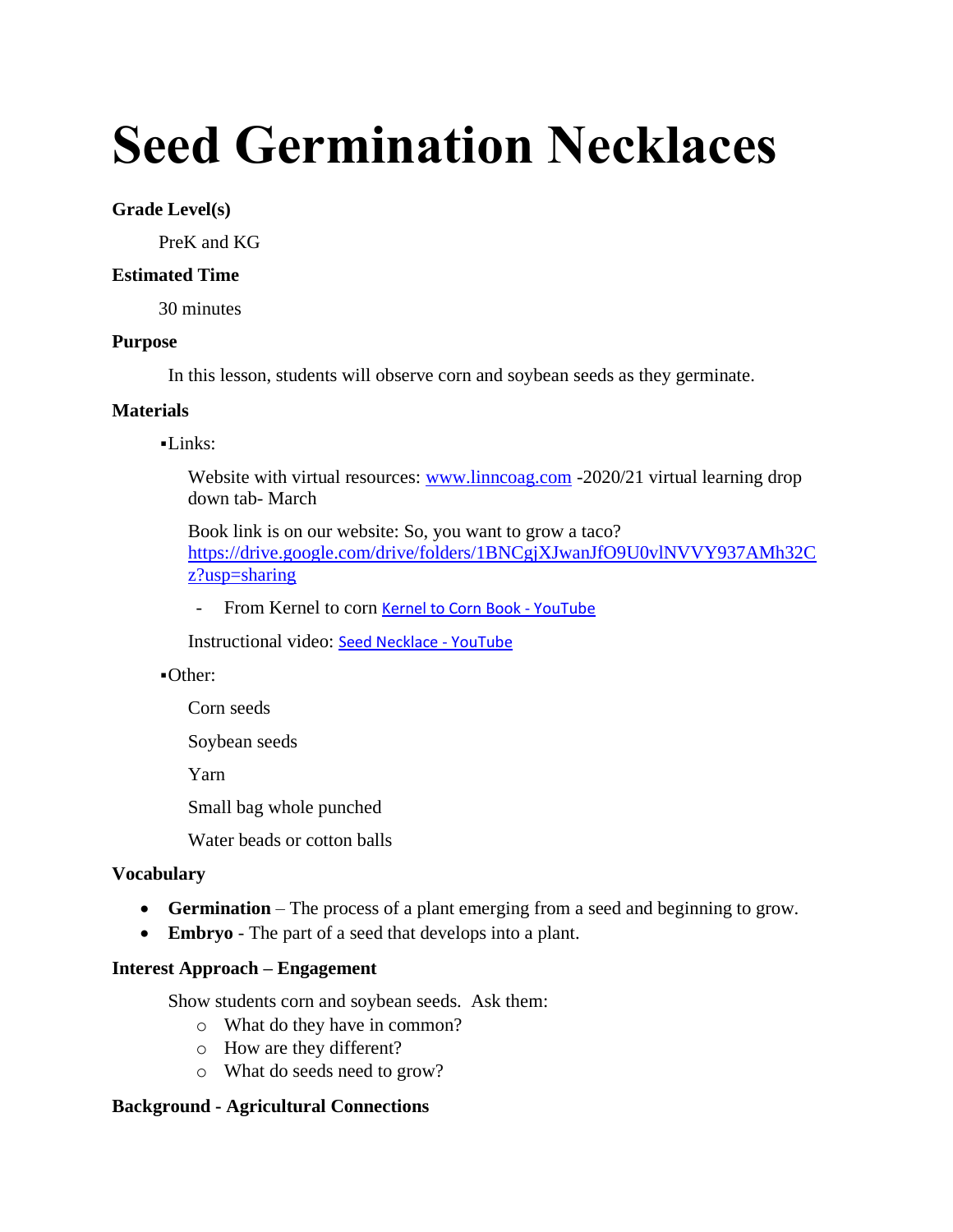# Seed Germination Necklaces

**Grade Level(s)**

PreK and KG

**Estimated Time**

30 minutes

**Purpose**

In this lesson, students will observe corn and soybean seeds as they germinate.

**Materials**

▪Links:

Website with virtual resources: www.linncoag.com -2020/21 virtual learning drop down tab- March

Book link is on our website: So, you want to grow a taco? https://drive.google.com/drive/folders/1BNCgjXJwanJfO9U0vlNVVY937AMh32Cz?usp=sharing

- From Kernel to corn Kernel to Corn Book - YouTube

Instructional video: Seed Necklace - YouTube

▪Other:

Corn seeds

Soybean seeds

Yarn

Small bag whole punched

Water beads or cotton balls

**Vocabulary**

- **Germination** – The process of a plant emerging from a seed and beginning to grow.
- **Embryo** - The part of a seed that develops into a plant.

**Interest Approach – Engagement**

Show students corn and soybean seeds. Ask them:

- What do they have in common?
- How are they different?
- What do seeds need to grow?

**Background - Agricultural Connections**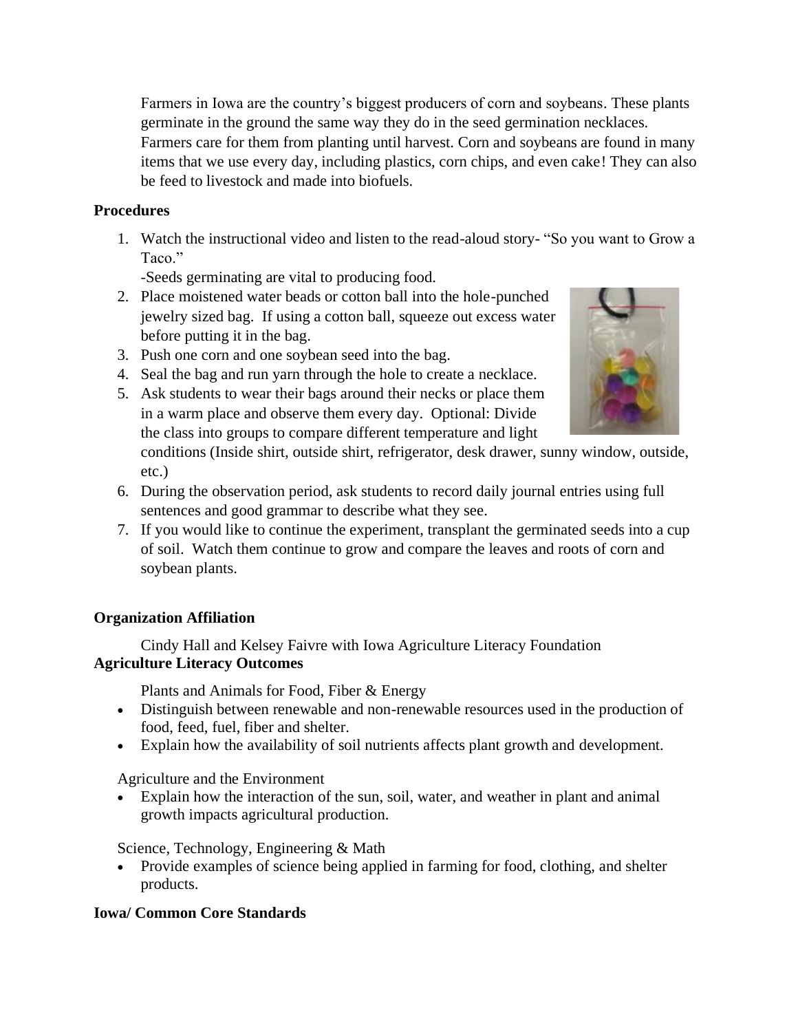Farmers in Iowa are the country's biggest producers of corn and soybeans. These plants germinate in the ground the same way they do in the seed germination necklaces. Farmers care for them from planting until harvest. Corn and soybeans are found in many items that we use every day, including plastics, corn chips, and even cake! They can also be feed to livestock and made into biofuels.

**Procedures**

1. Watch the instructional video and listen to the read-aloud story- "So you want to Grow a Taco."
   -Seeds germinating are vital to producing food.
2. Place moistened water beads or cotton ball into the hole-punched jewelry sized bag. If using a cotton ball, squeeze out excess water before putting it in the bag.
3. Push one corn and one soybean seed into the bag.
4. Seal the bag and run yarn through the hole to create a necklace.
5. Ask students to wear their bags around their necks or place them in a warm place and observe them every day. Optional: Divide the class into groups to compare different temperature and light conditions (Inside shirt, outside shirt, refrigerator, desk drawer, sunny window, outside, etc.)
6. During the observation period, ask students to record daily journal entries using full sentences and good grammar to describe what they see.
7. If you would like to continue the experiment, transplant the germinated seeds into a cup of soil. Watch them continue to grow and compare the leaves and roots of corn and soybean plants.

**Organization Affiliation**

Cindy Hall and Kelsey Faivre with Iowa Agriculture Literacy Foundation

**Agriculture Literacy Outcomes**

Plants and Animals for Food, Fiber & Energy

- Distinguish between renewable and non-renewable resources used in the production of food, feed, fuel, fiber and shelter.
- Explain how the availability of soil nutrients affects plant growth and development.

Agriculture and the Environment

- Explain how the interaction of the sun, soil, water, and weather in plant and animal growth impacts agricultural production.

Science, Technology, Engineering & Math

- Provide examples of science being applied in farming for food, clothing, and shelter products.

**Iowa/ Common Core Standards**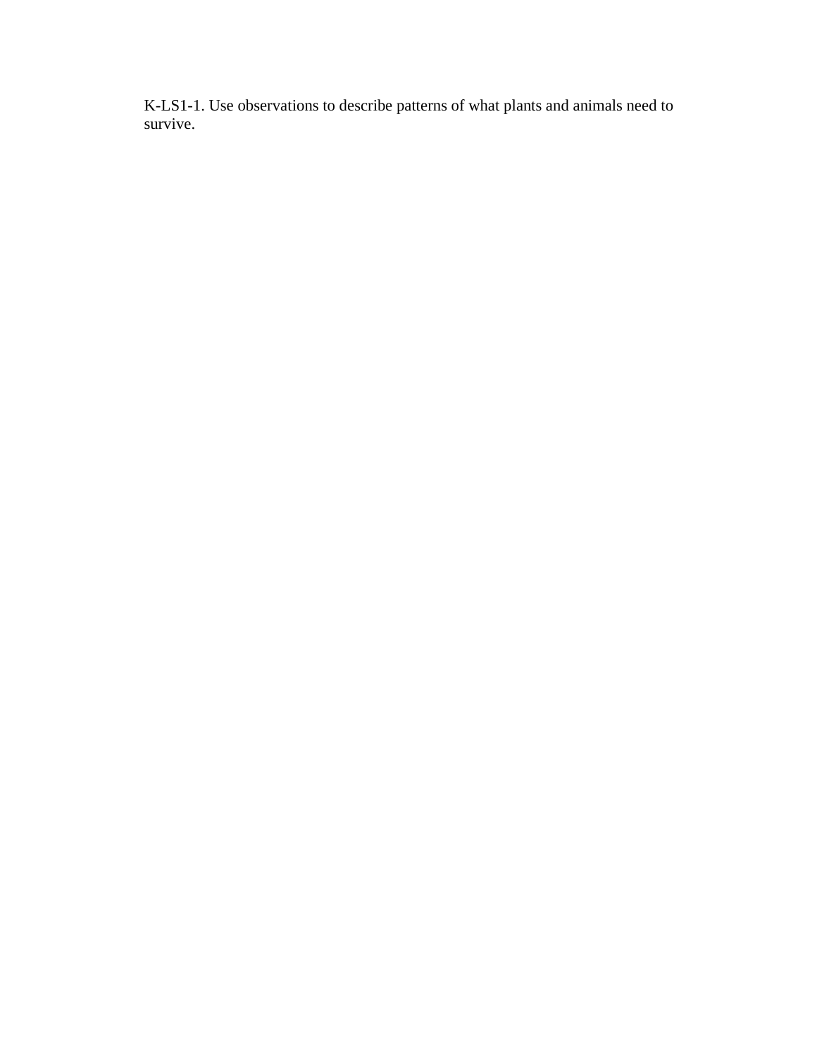K-LS1-1. Use observations to describe patterns of what plants and animals need to survive.